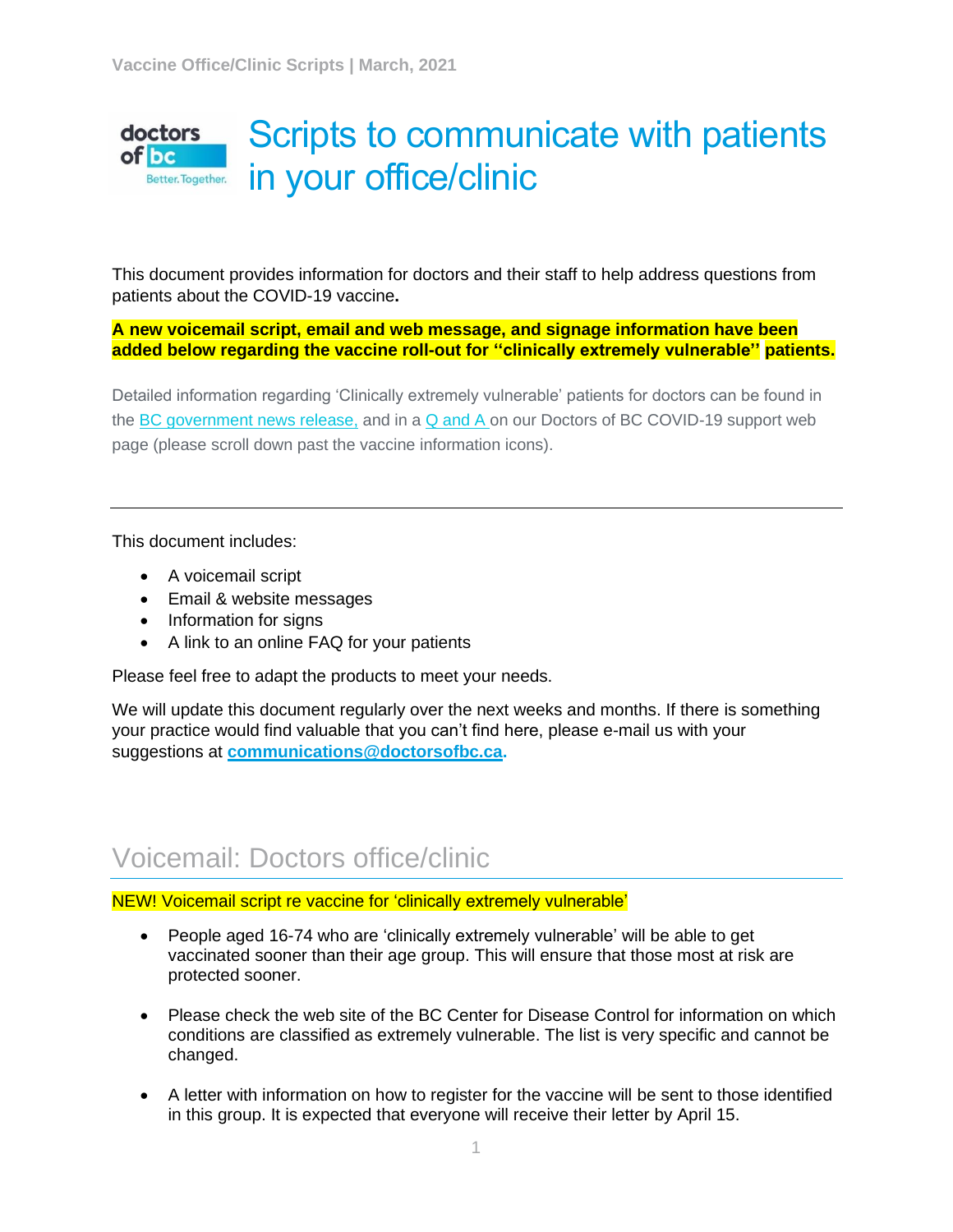# Scripts to communicate with patients in your office/clinic

This document provides information for doctors and their staff to help address questions from patients about the COVID-19 vaccine**.**

**A new voicemail script, email and web message, and signage information have been added below regarding the vaccine roll-out for ''clinically extremely vulnerable'' patients.**

Detailed information regarding 'Clinically extremely vulnerable' patients for doctors can be found in the BC government news release, and in a Q and A on our Doctors of BC COVID-19 support web page (please scroll down past the vaccine information icons).

---

This document includes:

- A voicemail script
- Email & website messages
- Information for signs
- A link to an online FAQ for your patients

Please feel free to adapt the products to meet your needs.

We will update this document regularly over the next weeks and months. If there is something your practice would find valuable that you can't find here, please e-mail us with your suggestions at **communications@doctorsofbc.ca.**

## Voicemail: Doctors office/clinic

NEW! Voicemail script re vaccine for 'clinically extremely vulnerable'

- People aged 16-74 who are 'clinically extremely vulnerable' will be able to get vaccinated sooner than their age group. This will ensure that those most at risk are protected sooner.
- Please check the web site of the BC Center for Disease Control for information on which conditions are classified as extremely vulnerable. The list is very specific and cannot be changed.
- A letter with information on how to register for the vaccine will be sent to those identified in this group. It is expected that everyone will receive their letter by April 15.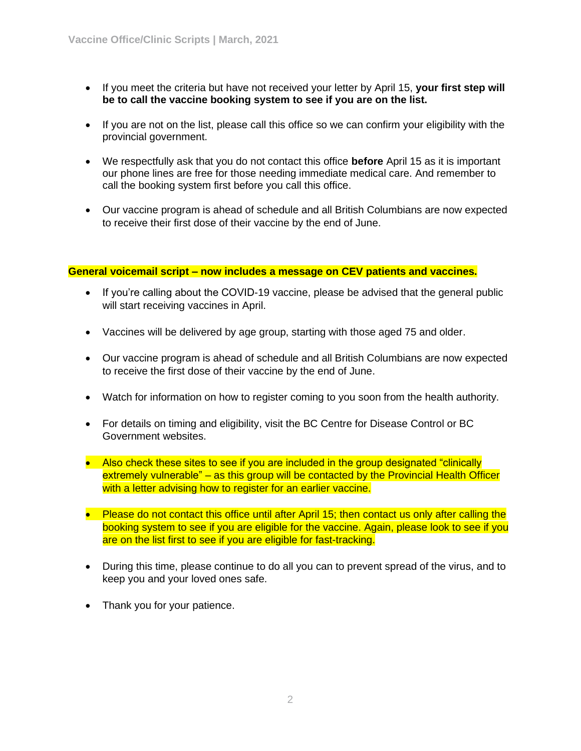- If you meet the criteria but have not received your letter by April 15, **your first step will be to call the vaccine booking system to see if you are on the list.**

- If you are not on the list, please call this office so we can confirm your eligibility with the provincial government.

- We respectfully ask that you do not contact this office **before** April 15 as it is important our phone lines are free for those needing immediate medical care. And remember to call the booking system first before you call this office.

- Our vaccine program is ahead of schedule and all British Columbians are now expected to receive their first dose of their vaccine by the end of June.

**General voicemail script – now includes a message on CEV patients and vaccines.**

- If you're calling about the COVID-19 vaccine, please be advised that the general public will start receiving vaccines in April.

- Vaccines will be delivered by age group, starting with those aged 75 and older.

- Our vaccine program is ahead of schedule and all British Columbians are now expected to receive the first dose of their vaccine by the end of June.

- Watch for information on how to register coming to you soon from the health authority.

- For details on timing and eligibility, visit the BC Centre for Disease Control or BC Government websites.

- Also check these sites to see if you are included in the group designated "clinically extremely vulnerable" – as this group will be contacted by the Provincial Health Officer with a letter advising how to register for an earlier vaccine.

- Please do not contact this office until after April 15; then contact us only after calling the booking system to see if you are eligible for the vaccine. Again, please look to see if you are on the list first to see if you are eligible for fast-tracking.

- During this time, please continue to do all you can to prevent spread of the virus, and to keep you and your loved ones safe.

- Thank you for your patience.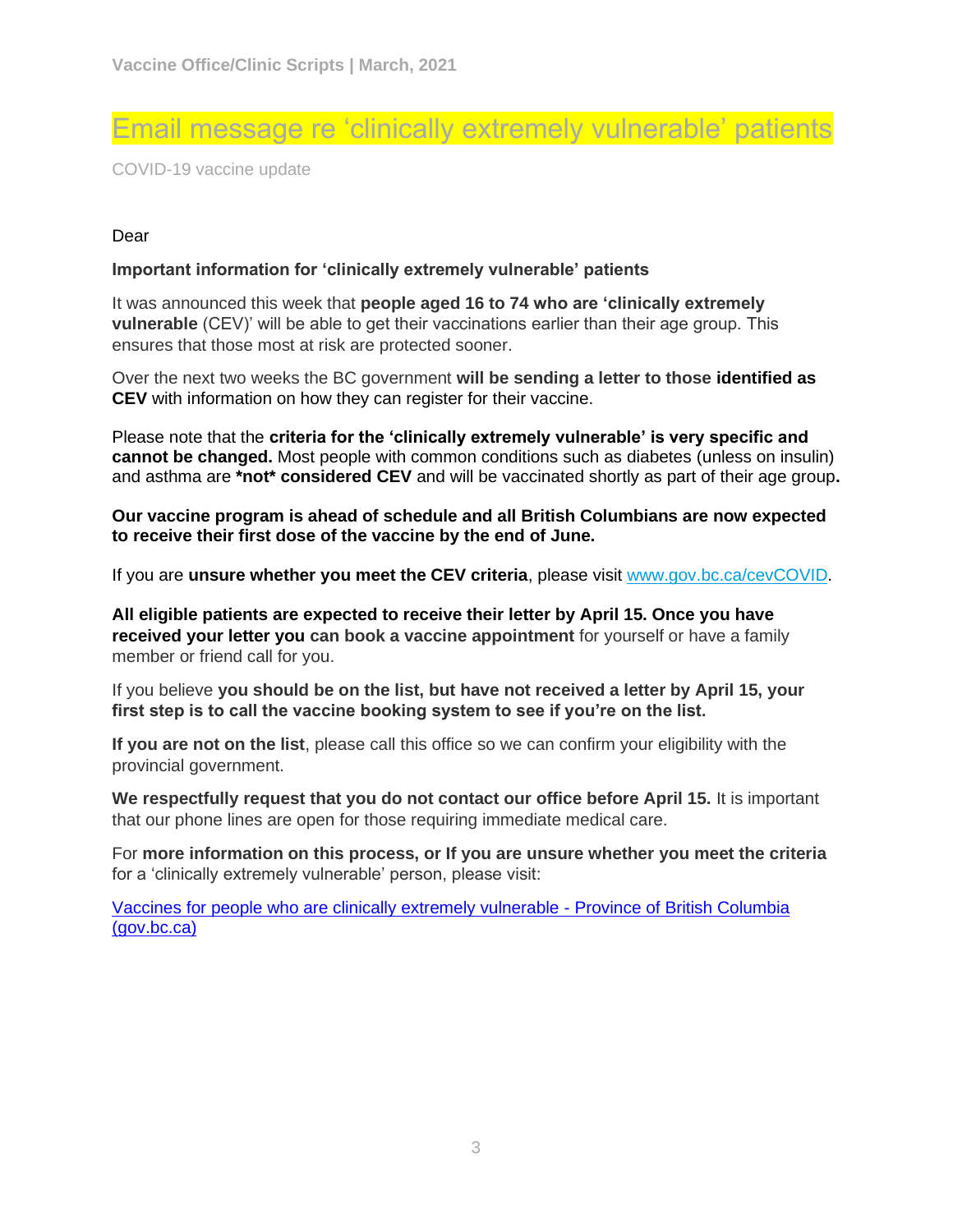# Email message re 'clinically extremely vulnerable' patients

COVID-19 vaccine update

Dear

**Important information for 'clinically extremely vulnerable' patients**

It was announced this week that **people aged 16 to 74 who are 'clinically extremely vulnerable** (CEV)' will be able to get their vaccinations earlier than their age group. This ensures that those most at risk are protected sooner.

Over the next two weeks the BC government **will be sending a letter to those identified as CEV** with information on how they can register for their vaccine.

Please note that the **criteria for the 'clinically extremely vulnerable' is very specific and cannot be changed.** Most people with common conditions such as diabetes (unless on insulin) and asthma are ***not* considered CEV** and will be vaccinated shortly as part of their age group**.**

**Our vaccine program is ahead of schedule and all British Columbians are now expected to receive their first dose of the vaccine by the end of June.**

If you are **unsure whether you meet the CEV criteria**, please visit [www.gov.bc.ca/cevCOVID](www.gov.bc.ca/cevCOVID).

**All eligible patients are expected to receive their letter by April 15. Once you have received your letter you can book a vaccine appointment** for yourself or have a family member or friend call for you.

If you believe **you should be on the list, but have not received a letter by April 15, your first step is to call the vaccine booking system to see if you're on the list.**

**If you are not on the list**, please call this office so we can confirm your eligibility with the provincial government.

**We respectfully request that you do not contact our office before April 15.** It is important that our phone lines are open for those requiring immediate medical care.

For **more information on this process, or If you are unsure whether you meet the criteria** for a 'clinically extremely vulnerable' person, please visit:

[Vaccines for people who are clinically extremely vulnerable - Province of British Columbia (gov.bc.ca)]()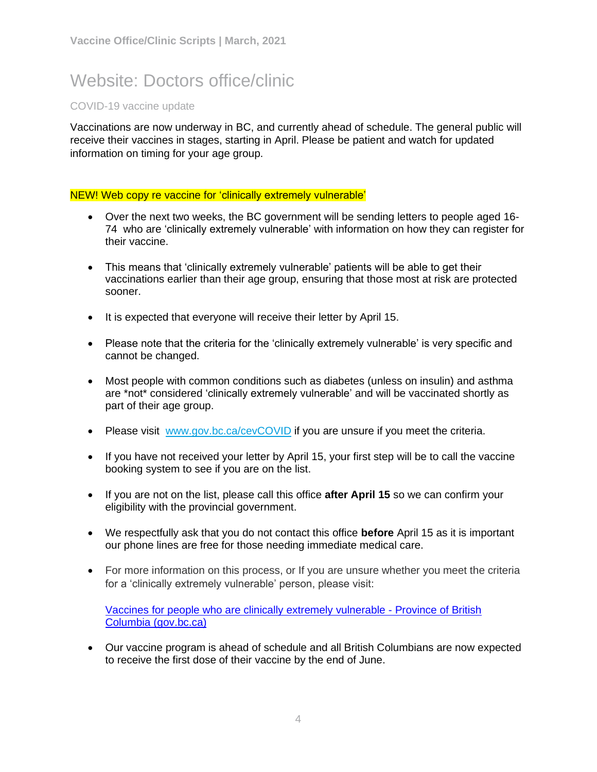# Website: Doctors office/clinic

## COVID-19 vaccine update

Vaccinations are now underway in BC, and currently ahead of schedule. The general public will receive their vaccines in stages, starting in April. Please be patient and watch for updated information on timing for your age group.

NEW! Web copy re vaccine for 'clinically extremely vulnerable'

- Over the next two weeks, the BC government will be sending letters to people aged 16-74 who are 'clinically extremely vulnerable' with information on how they can register for their vaccine.
- This means that 'clinically extremely vulnerable' patients will be able to get their vaccinations earlier than their age group, ensuring that those most at risk are protected sooner.
- It is expected that everyone will receive their letter by April 15.
- Please note that the criteria for the 'clinically extremely vulnerable' is very specific and cannot be changed.
- Most people with common conditions such as diabetes (unless on insulin) and asthma are *not* considered 'clinically extremely vulnerable' and will be vaccinated shortly as part of their age group.
- Please visit [www.gov.bc.ca/cevCOVID](www.gov.bc.ca/cevCOVID) if you are unsure if you meet the criteria.
- If you have not received your letter by April 15, your first step will be to call the vaccine booking system to see if you are on the list.
- If you are not on the list, please call this office **after April 15** so we can confirm your eligibility with the provincial government.
- We respectfully ask that you do not contact this office **before** April 15 as it is important our phone lines are free for those needing immediate medical care.
- For more information on this process, or If you are unsure whether you meet the criteria for a 'clinically extremely vulnerable' person, please visit:

  [Vaccines for people who are clinically extremely vulnerable - Province of British Columbia (gov.bc.ca)]()

- Our vaccine program is ahead of schedule and all British Columbians are now expected to receive the first dose of their vaccine by the end of June.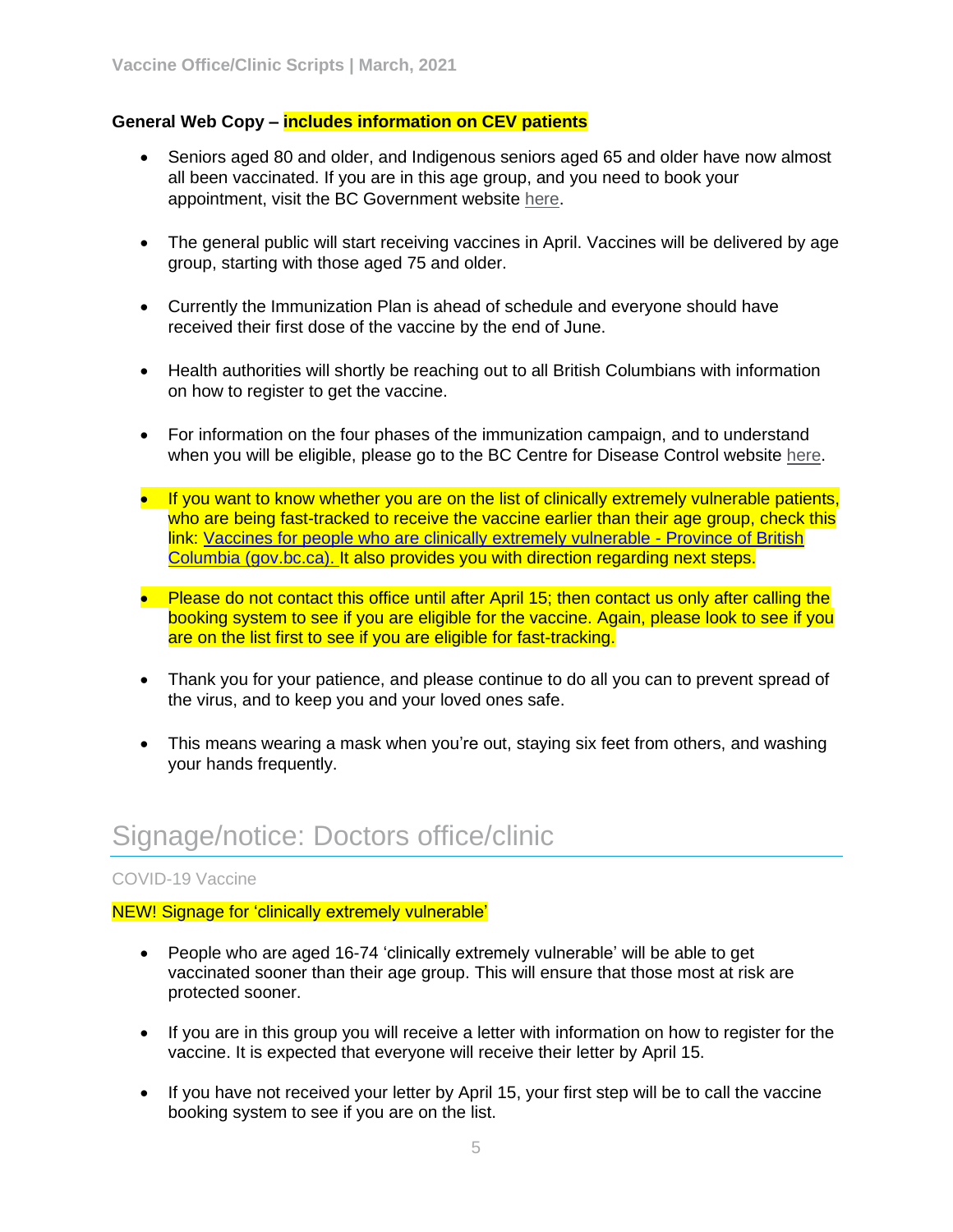**General Web Copy – includes information on CEV patients**

- Seniors aged 80 and older, and Indigenous seniors aged 65 and older have now almost all been vaccinated. If you are in this age group, and you need to book your appointment, visit the BC Government website here.
- The general public will start receiving vaccines in April. Vaccines will be delivered by age group, starting with those aged 75 and older.
- Currently the Immunization Plan is ahead of schedule and everyone should have received their first dose of the vaccine by the end of June.
- Health authorities will shortly be reaching out to all British Columbians with information on how to register to get the vaccine.
- For information on the four phases of the immunization campaign, and to understand when you will be eligible, please go to the BC Centre for Disease Control website here.
- If you want to know whether you are on the list of clinically extremely vulnerable patients, who are being fast-tracked to receive the vaccine earlier than their age group, check this link: Vaccines for people who are clinically extremely vulnerable - Province of British Columbia (gov.bc.ca). It also provides you with direction regarding next steps.
- Please do not contact this office until after April 15; then contact us only after calling the booking system to see if you are eligible for the vaccine. Again, please look to see if you are on the list first to see if you are eligible for fast-tracking.
- Thank you for your patience, and please continue to do all you can to prevent spread of the virus, and to keep you and your loved ones safe.
- This means wearing a mask when you're out, staying six feet from others, and washing your hands frequently.

# Signage/notice: Doctors office/clinic

## COVID-19 Vaccine

NEW! Signage for 'clinically extremely vulnerable'

- People who are aged 16-74 'clinically extremely vulnerable' will be able to get vaccinated sooner than their age group. This will ensure that those most at risk are protected sooner.
- If you are in this group you will receive a letter with information on how to register for the vaccine. It is expected that everyone will receive their letter by April 15.
- If you have not received your letter by April 15, your first step will be to call the vaccine booking system to see if you are on the list.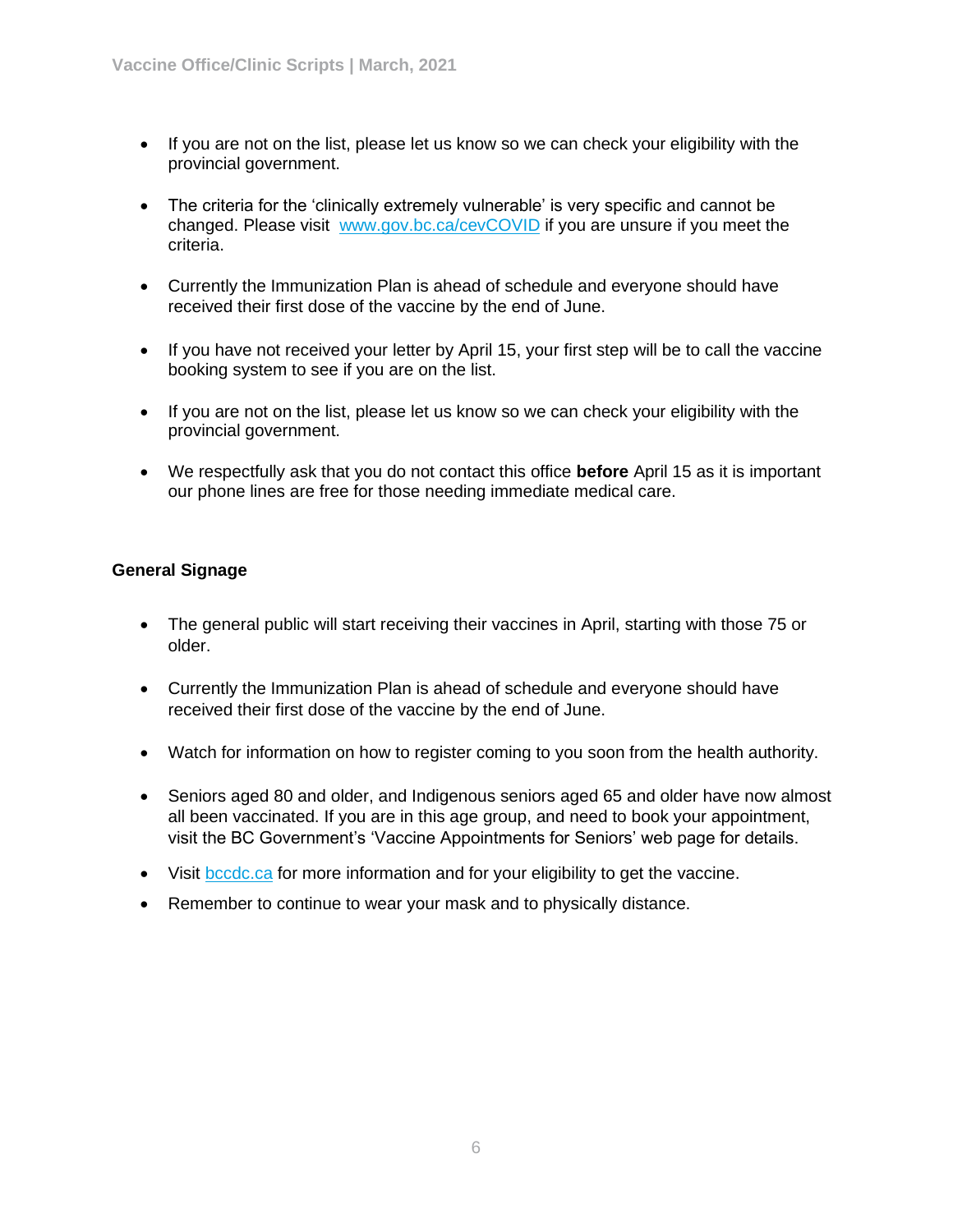- If you are not on the list, please let us know so we can check your eligibility with the provincial government.

- The criteria for the 'clinically extremely vulnerable' is very specific and cannot be changed. Please visit [www.gov.bc.ca/cevCOVID](www.gov.bc.ca/cevCOVID) if you are unsure if you meet the criteria.

- Currently the Immunization Plan is ahead of schedule and everyone should have received their first dose of the vaccine by the end of June.

- If you have not received your letter by April 15, your first step will be to call the vaccine booking system to see if you are on the list.

- If you are not on the list, please let us know so we can check your eligibility with the provincial government.

- We respectfully ask that you do not contact this office **before** April 15 as it is important our phone lines are free for those needing immediate medical care.

**General Signage**

- The general public will start receiving their vaccines in April, starting with those 75 or older.

- Currently the Immunization Plan is ahead of schedule and everyone should have received their first dose of the vaccine by the end of June.

- Watch for information on how to register coming to you soon from the health authority.

- Seniors aged 80 and older, and Indigenous seniors aged 65 and older have now almost all been vaccinated. If you are in this age group, and need to book your appointment, visit the BC Government's 'Vaccine Appointments for Seniors' web page for details.

- Visit [bccdc.ca](bccdc.ca) for more information and for your eligibility to get the vaccine.

- Remember to continue to wear your mask and to physically distance.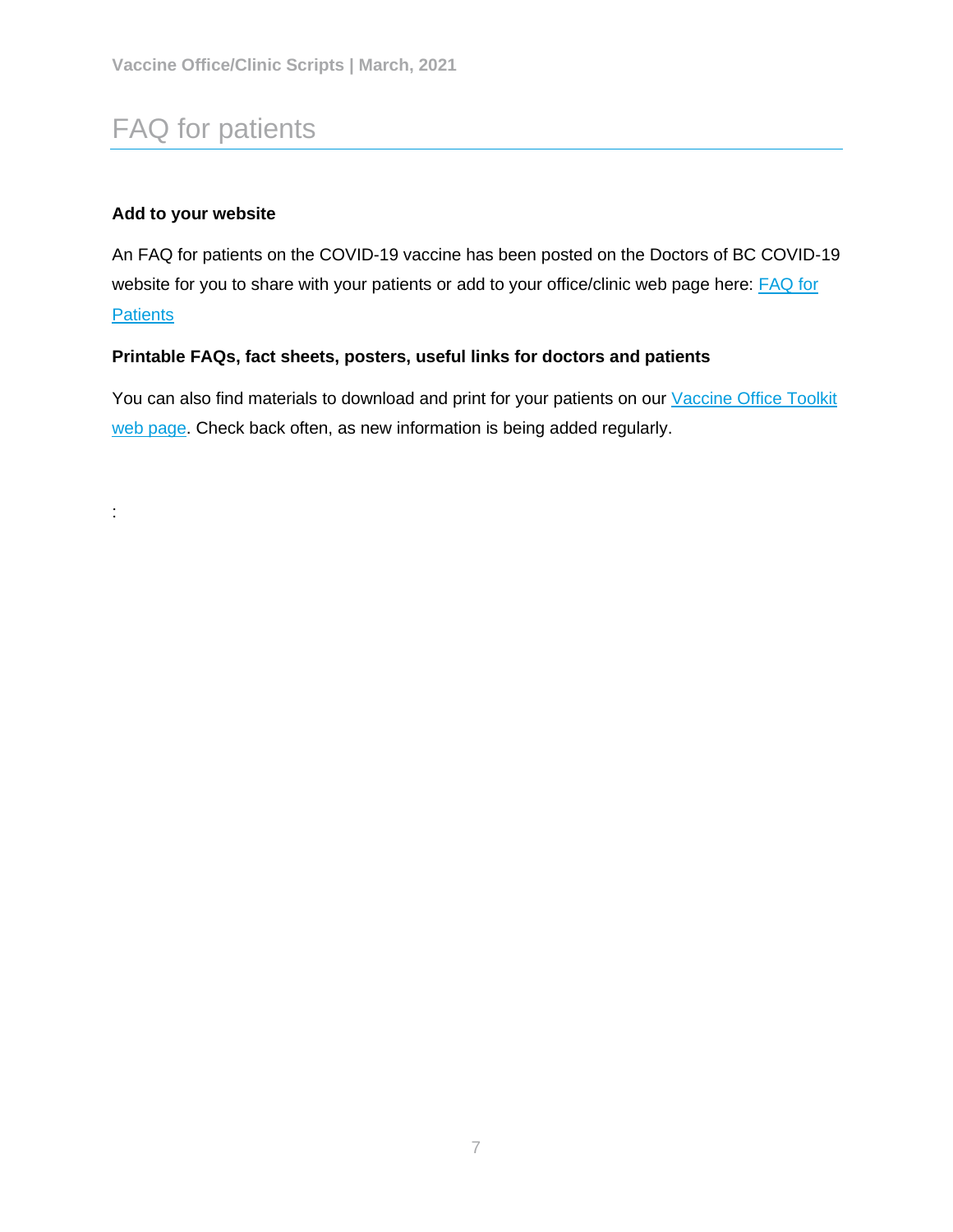# FAQ for patients

**Add to your website**

An FAQ for patients on the COVID-19 vaccine has been posted on the Doctors of BC COVID-19 website for you to share with your patients or add to your office/clinic web page here: FAQ for Patients

**Printable FAQs, fact sheets, posters, useful links for doctors and patients**

You can also find materials to download and print for your patients on our Vaccine Office Toolkit web page. Check back often, as new information is being added regularly.

: